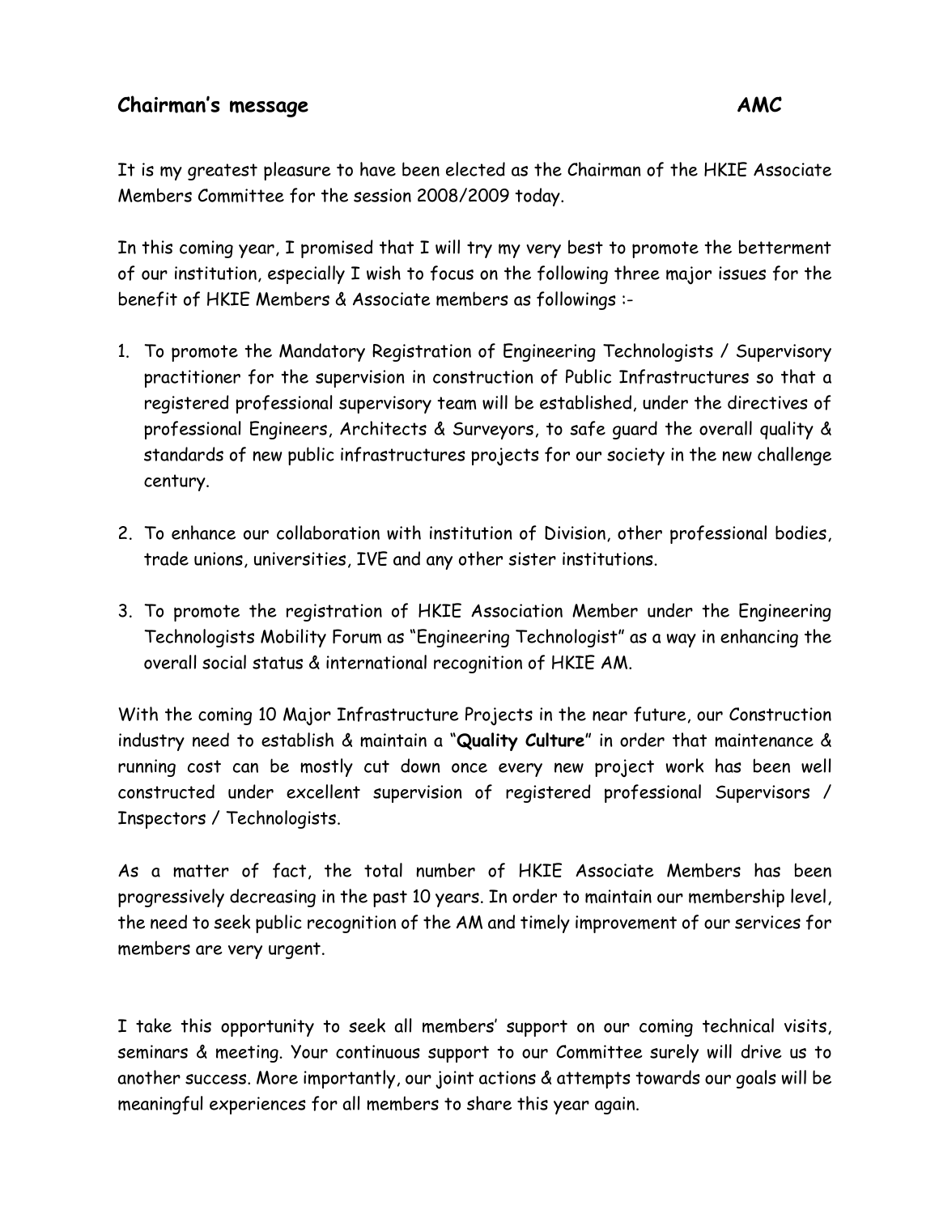## Chairman's message AMC

It is my greatest pleasure to have been elected as the Chairman of the HKIE Associate Members Committee for the session 2008/2009 today.

In this coming year, I promised that I will try my very best to promote the betterment of our institution, especially I wish to focus on the following three major issues for the benefit of HKIE Members & Associate members as followings :-

1. To promote the Mandatory Registration of Engineering Technologists / Supervisory practitioner for the supervision in construction of Public Infrastructures so that a registered professional supervisory team will be established, under the directives of professional Engineers, Architects & Surveyors, to safe guard the overall quality & standards of new public infrastructures projects for our society in the new challenge century.

2. To enhance our collaboration with institution of Division, other professional bodies, trade unions, universities, IVE and any other sister institutions.

3. To promote the registration of HKIE Association Member under the Engineering Technologists Mobility Forum as "Engineering Technologist" as a way in enhancing the overall social status & international recognition of HKIE AM.

With the coming 10 Major Infrastructure Projects in the near future, our Construction industry need to establish & maintain a "**Quality Culture**" in order that maintenance & running cost can be mostly cut down once every new project work has been well constructed under excellent supervision of registered professional Supervisors / Inspectors / Technologists.

As a matter of fact, the total number of HKIE Associate Members has been progressively decreasing in the past 10 years. In order to maintain our membership level, the need to seek public recognition of the AM and timely improvement of our services for members are very urgent.

I take this opportunity to seek all members' support on our coming technical visits, seminars & meeting. Your continuous support to our Committee surely will drive us to another success. More importantly, our joint actions & attempts towards our goals will be meaningful experiences for all members to share this year again.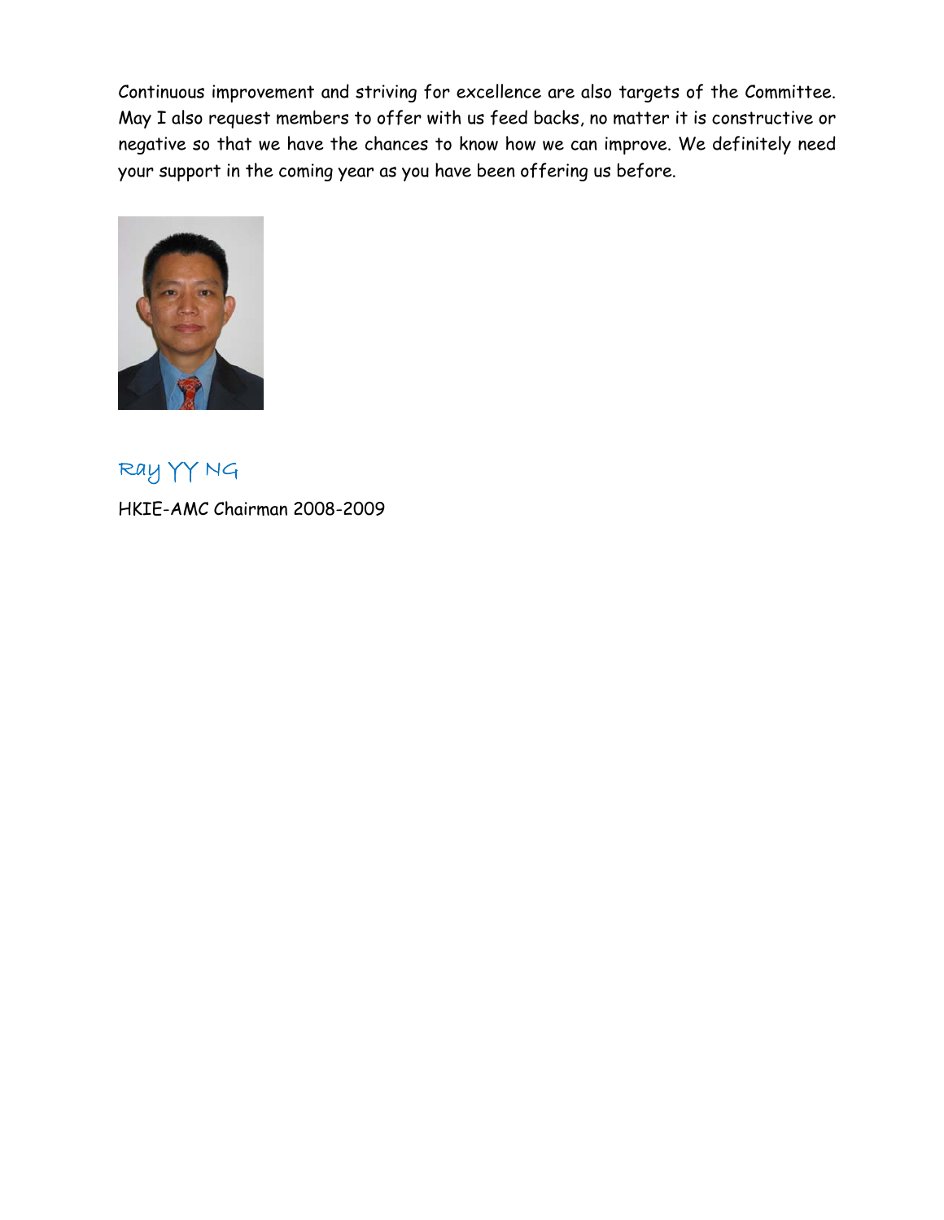Continuous improvement and striving for excellence are also targets of the Committee. May I also request members to offer with us feed backs, no matter it is constructive or negative so that we have the chances to know how we can improve. We definitely need your support in the coming year as you have been offering us before.

Ray YY NG

HKIE-AMC Chairman 2008-2009